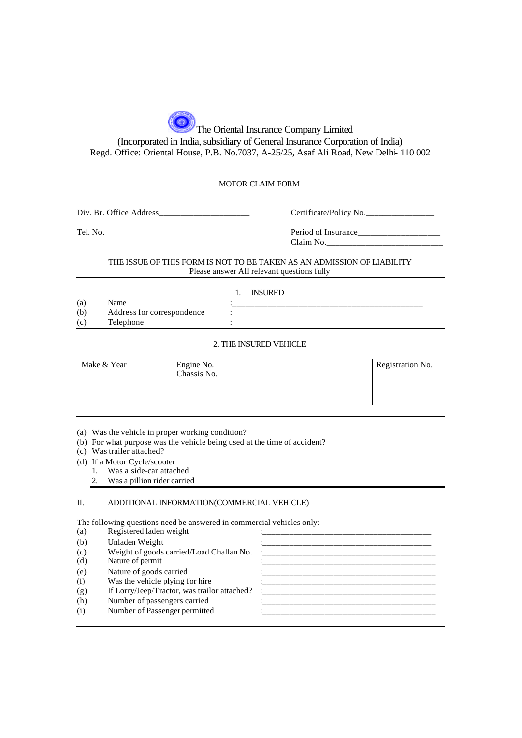# The Oriental Insurance Company Limited

(Incorporated in India, subsidiary of General Insurance Corporation of India)
Regd. Office: Oriental House, P.B. No.7037, A-25/25, Asaf Ali Road, New Delhi- 110 002

## MOTOR CLAIM FORM

Div. Br. Office Address_____________________

Tel. No.

Certificate/Policy No.________________

Period of Insurance__________ _________

Claim No.____________________________

THE ISSUE OF THIS FORM IS NOT TO BE TAKEN AS AN ADMISSION OF LIABILITY
Please answer All relevant questions fully

### 1. INSURED

(a) Name : _______________________________________________

(b) Address for correspondence :

(c) Telephone :

### 2. THE INSURED VEHICLE

| Make & Year | Engine No. Chassis No. | Registration No. |
|---|---|---|
| | | |

(a) Was the vehicle in proper working condition?

(b) For what purpose was the vehicle being used at the time of accident?

(c) Was trailer attached?

(d) If a Motor Cycle/scooter
   1. Was a side-car attached
   2. Was a pillion rider carried

### II. ADDITIONAL INFORMATION(COMMERCIAL VEHICLE)

The following questions need be answered in commercial vehicles only:

(a) Registered laden weight : ________________________________________

(b) Unladen Weight : ________________________________________

(c) Weight of goods carried/Load Challan No. : ________________________________________

(d) Nature of permit : ________________________________________

(e) Nature of goods carried : ________________________________________

(f) Was the vehicle plying for hire : ________________________________________

(g) If Lorry/Jeep/Tractor, was trailor attached? : ________________________________________

(h) Number of passengers carried : ________________________________________

(i) Number of Passenger permitted : ________________________________________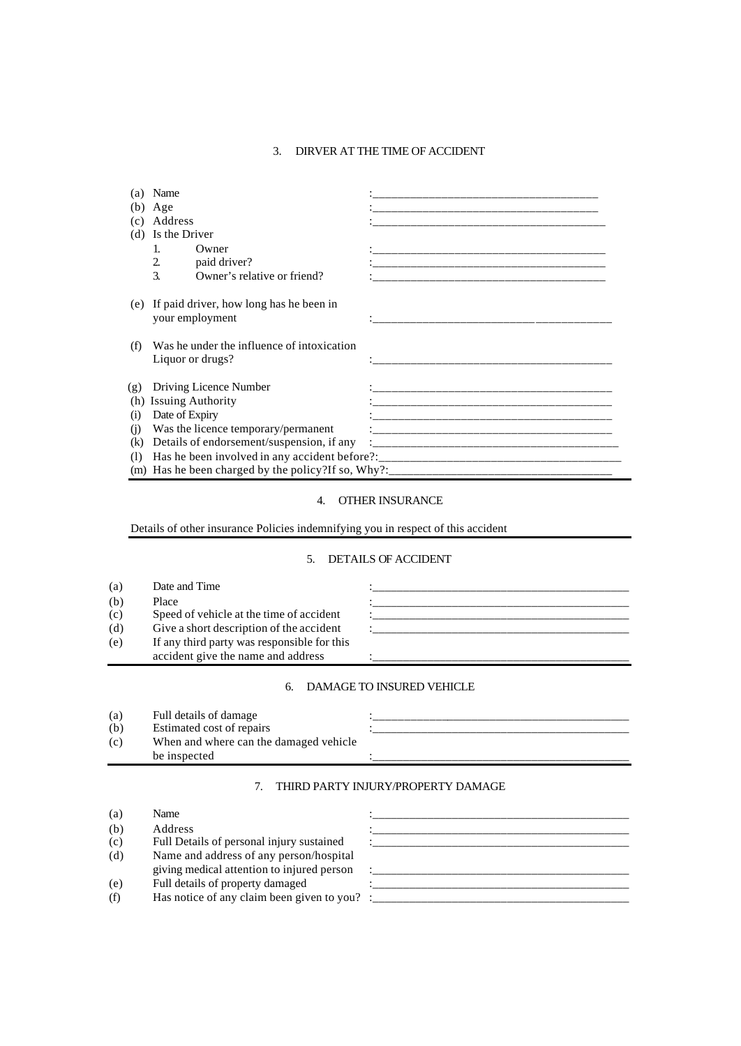## 3. DIRVER AT THE TIME OF ACCIDENT

(a) Name :\_\_\_\_\_\_\_\_\_\_\_\_\_\_\_\_\_\_\_\_\_\_\_\_\_\_\_\_\_\_\_\_\_\_\_\_\_\_\_\_

(b) Age :\_\_\_\_\_\_\_\_\_\_\_\_\_\_\_\_\_\_\_\_\_\_\_\_\_\_\_\_\_\_\_\_\_\_\_\_\_\_\_\_

(c) Address :\_\_\_\_\_\_\_\_\_\_\_\_\_\_\_\_\_\_\_\_\_\_\_\_\_\_\_\_\_\_\_\_\_\_\_\_\_\_\_\_

(d) Is the Driver

1. Owner :\_\_\_\_\_\_\_\_\_\_\_\_\_\_\_\_\_\_\_\_\_\_\_\_\_\_\_\_\_\_\_\_\_\_\_\_\_\_\_\_
2. paid driver? :\_\_\_\_\_\_\_\_\_\_\_\_\_\_\_\_\_\_\_\_\_\_\_\_\_\_\_\_\_\_\_\_\_\_\_\_\_\_\_\_
3. Owner's relative or friend? :\_\_\_\_\_\_\_\_\_\_\_\_\_\_\_\_\_\_\_\_\_\_\_\_\_\_\_\_\_\_\_\_\_\_\_\_\_\_\_\_

(e) If paid driver, how long has he been in your employment :\_\_\_\_\_\_\_\_\_\_\_\_\_\_\_\_\_\_\_\_\_\_\_\_\_\_\_\_\_\_\_\_\_\_\_\_\_\_\_\_

(f) Was he under the influence of intoxication Liquor or drugs? :\_\_\_\_\_\_\_\_\_\_\_\_\_\_\_\_\_\_\_\_\_\_\_\_\_\_\_\_\_\_\_\_\_\_\_\_\_\_\_\_

(g) Driving Licence Number :\_\_\_\_\_\_\_\_\_\_\_\_\_\_\_\_\_\_\_\_\_\_\_\_\_\_\_\_\_\_\_\_\_\_\_\_\_\_\_\_

(h) Issuing Authority :\_\_\_\_\_\_\_\_\_\_\_\_\_\_\_\_\_\_\_\_\_\_\_\_\_\_\_\_\_\_\_\_\_\_\_\_\_\_\_\_

(i) Date of Expiry :\_\_\_\_\_\_\_\_\_\_\_\_\_\_\_\_\_\_\_\_\_\_\_\_\_\_\_\_\_\_\_\_\_\_\_\_\_\_\_\_

(j) Was the licence temporary/permanent :\_\_\_\_\_\_\_\_\_\_\_\_\_\_\_\_\_\_\_\_\_\_\_\_\_\_\_\_\_\_\_\_\_\_\_\_\_\_\_\_

(k) Details of endorsement/suspension, if any :\_\_\_\_\_\_\_\_\_\_\_\_\_\_\_\_\_\_\_\_\_\_\_\_\_\_\_\_\_\_\_\_\_\_\_\_\_\_\_\_

(l) Has he been involved in any accident before?:\_\_\_\_\_\_\_\_\_\_\_\_\_\_\_\_\_\_\_\_\_\_\_\_\_\_\_\_\_\_\_\_\_\_\_\_\_\_\_\_

(m) Has he been charged by the policy?If so, Why?:\_\_\_\_\_\_\_\_\_\_\_\_\_\_\_\_\_\_\_\_\_\_\_\_\_\_\_\_\_\_\_\_\_\_\_\_

## 4. OTHER INSURANCE

Details of other insurance Policies indemnifying you in respect of this accident

## 5. DETAILS OF ACCIDENT

(a) Date and Time :\_\_\_\_\_\_\_\_\_\_\_\_\_\_\_\_\_\_\_\_\_\_\_\_\_\_\_\_\_\_\_\_\_\_\_\_\_\_\_\_\_\_\_

(b) Place :\_\_\_\_\_\_\_\_\_\_\_\_\_\_\_\_\_\_\_\_\_\_\_\_\_\_\_\_\_\_\_\_\_\_\_\_\_\_\_\_\_\_\_

(c) Speed of vehicle at the time of accident :\_\_\_\_\_\_\_\_\_\_\_\_\_\_\_\_\_\_\_\_\_\_\_\_\_\_\_\_\_\_\_\_\_\_\_\_\_\_\_\_\_\_\_

(d) Give a short description of the accident :\_\_\_\_\_\_\_\_\_\_\_\_\_\_\_\_\_\_\_\_\_\_\_\_\_\_\_\_\_\_\_\_\_\_\_\_\_\_\_\_\_\_\_

(e) If any third party was responsible for this accident give the name and address :\_\_\_\_\_\_\_\_\_\_\_\_\_\_\_\_\_\_\_\_\_\_\_\_\_\_\_\_\_\_\_\_\_\_\_\_\_\_\_\_\_\_\_

## 6. DAMAGE TO INSURED VEHICLE

(a) Full details of damage :\_\_\_\_\_\_\_\_\_\_\_\_\_\_\_\_\_\_\_\_\_\_\_\_\_\_\_\_\_\_\_\_\_\_\_\_\_\_\_\_\_\_\_

(b) Estimated cost of repairs :\_\_\_\_\_\_\_\_\_\_\_\_\_\_\_\_\_\_\_\_\_\_\_\_\_\_\_\_\_\_\_\_\_\_\_\_\_\_\_\_\_\_\_

(c) When and where can the damaged vehicle be inspected :\_\_\_\_\_\_\_\_\_\_\_\_\_\_\_\_\_\_\_\_\_\_\_\_\_\_\_\_\_\_\_\_\_\_\_\_\_\_\_\_\_\_\_

## 7. THIRD PARTY INJURY/PROPERTY DAMAGE

(a) Name :\_\_\_\_\_\_\_\_\_\_\_\_\_\_\_\_\_\_\_\_\_\_\_\_\_\_\_\_\_\_\_\_\_\_\_\_\_\_\_\_\_\_\_

(b) Address :\_\_\_\_\_\_\_\_\_\_\_\_\_\_\_\_\_\_\_\_\_\_\_\_\_\_\_\_\_\_\_\_\_\_\_\_\_\_\_\_\_\_\_

(c) Full Details of personal injury sustained :\_\_\_\_\_\_\_\_\_\_\_\_\_\_\_\_\_\_\_\_\_\_\_\_\_\_\_\_\_\_\_\_\_\_\_\_\_\_\_\_\_\_\_

(d) Name and address of any person/hospital giving medical attention to injured person :\_\_\_\_\_\_\_\_\_\_\_\_\_\_\_\_\_\_\_\_\_\_\_\_\_\_\_\_\_\_\_\_\_\_\_\_\_\_\_\_\_\_\_

(e) Full details of property damaged :\_\_\_\_\_\_\_\_\_\_\_\_\_\_\_\_\_\_\_\_\_\_\_\_\_\_\_\_\_\_\_\_\_\_\_\_\_\_\_\_\_\_\_

(f) Has notice of any claim been given to you? :\_\_\_\_\_\_\_\_\_\_\_\_\_\_\_\_\_\_\_\_\_\_\_\_\_\_\_\_\_\_\_\_\_\_\_\_\_\_\_\_\_\_\_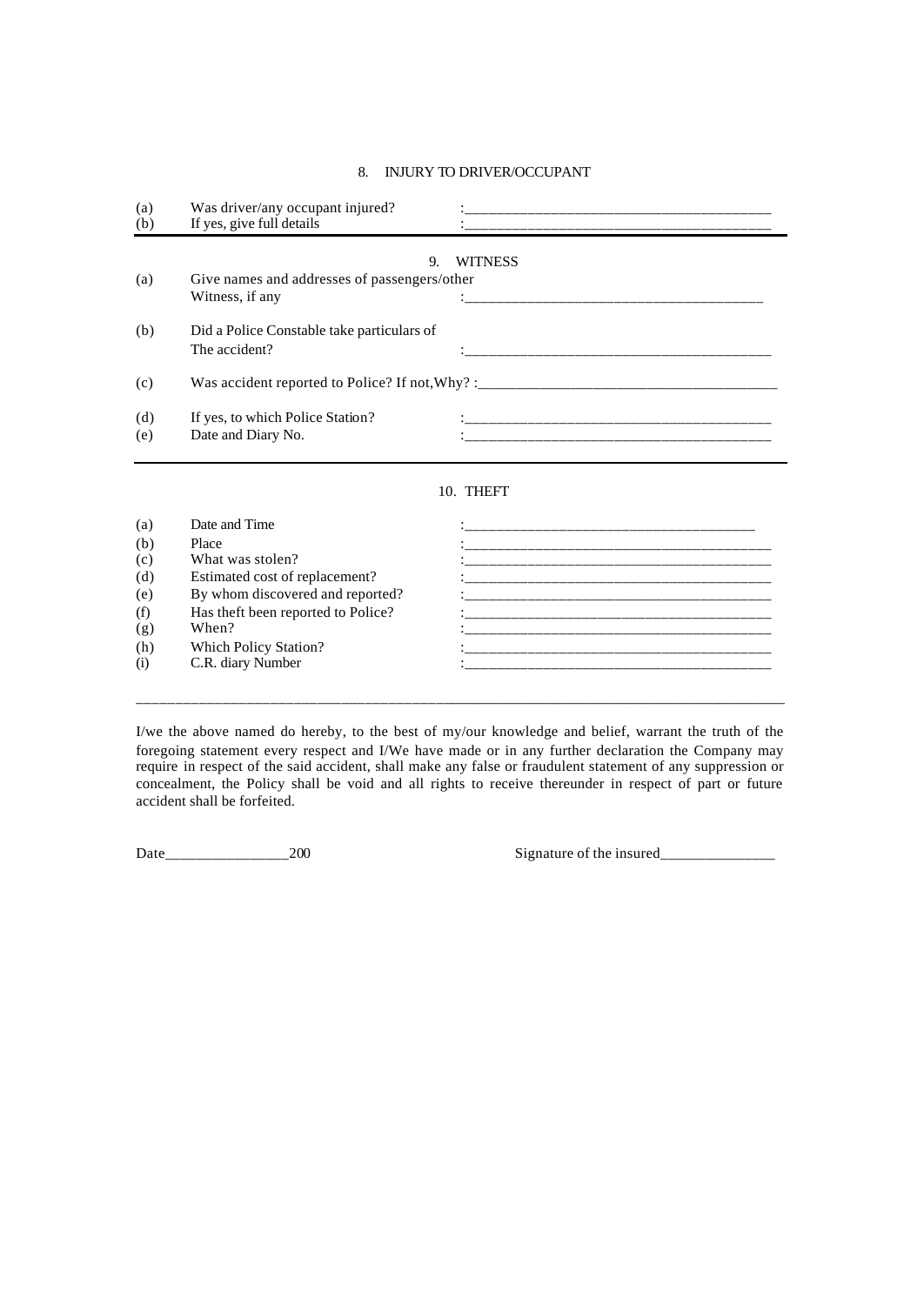## 8. INJURY TO DRIVER/OCCUPANT

| | | |
|---|---|---|
| (a) | Was driver/any occupant injured? | :________________________________________ |
| (b) | If yes, give full details | :________________________________________ |

## 9. WITNESS

| | | |
|---|---|---|
| (a) | Give names and addresses of passengers/other Witness, if any | :________________________________________ |
| (b) | Did a Police Constable take particulars of The accident? | :________________________________________ |
| (c) | Was accident reported to Police? If not,Why? | :________________________________________ |
| (d) | If yes, to which Police Station? | :________________________________________ |
| (e) | Date and Diary No. | :________________________________________ |

## 10. THEFT

| | | |
|---|---|---|
| (a) | Date and Time | :________________________________________ |
| (b) | Place | :________________________________________ |
| (c) | What was stolen? | :________________________________________ |
| (d) | Estimated cost of replacement? | :________________________________________ |
| (e) | By whom discovered and reported? | :________________________________________ |
| (f) | Has theft been reported to Police? | :________________________________________ |
| (g) | When? | :________________________________________ |
| (h) | Which Policy Station? | :________________________________________ |
| (i) | C.R. diary Number | :________________________________________ |

---

I/we the above named do hereby, to the best of my/our knowledge and belief, warrant the truth of the foregoing statement every respect and I/We have made or in any further declaration the Company may require in respect of the said accident, shall make any false or fraudulent statement of any suppression or concealment, the Policy shall be void and all rights to receive thereunder in respect of part or future accident shall be forfeited.

Date________________200 Signature of the insured_______________